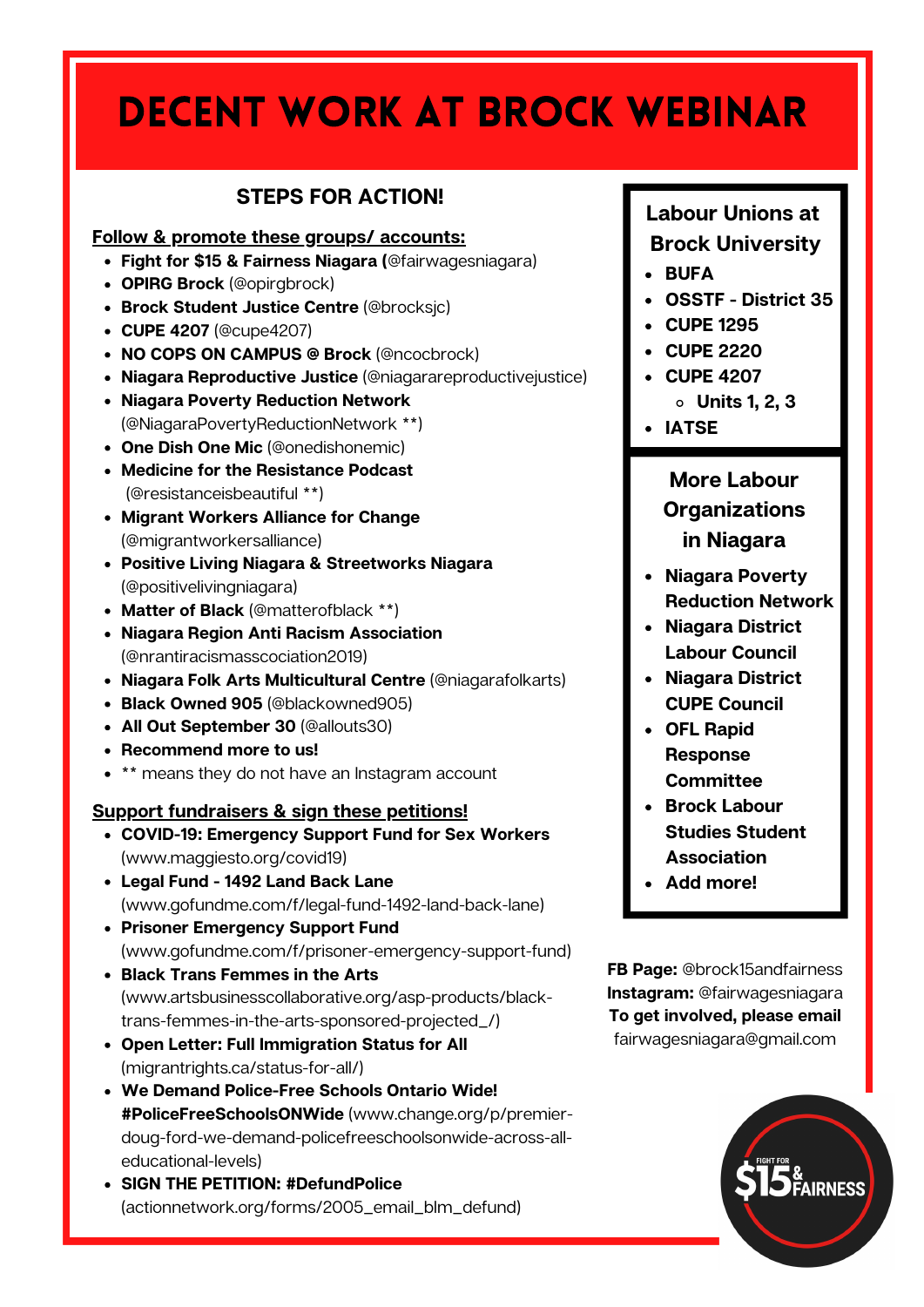# DECENT WORK AT BROCK WEBINAR

## STEPS FOR ACTION!

**Follow & promote these groups/ accounts:**

- **Fight for $15 & Fairness Niagara (**@fairwagesniagara)
- **OPIRG Brock** (@opirgbrock)
- **Brock Student Justice Centre** (@brocksjc)
- **CUPE 4207** (@cupe4207)
- **NO COPS ON CAMPUS @ Brock** (@ncocbrock)
- **Niagara Reproductive Justice** (@niagarareproductivejustice)
- **Niagara Poverty Reduction Network** (@NiagaraPovertyReductionNetwork **)
- **One Dish One Mic** (@onedishonemic)
- **Medicine for the Resistance Podcast** (@resistanceisbeautiful **)
- **Migrant Workers Alliance for Change** (@migrantworkersalliance)
- **Positive Living Niagara & Streetworks Niagara** (@positivelivingniagara)
- **Matter of Black** (@matterofblack **)
- **Niagara Region Anti Racism Association** (@nrantiracismasscociation2019)
- **Niagara Folk Arts Multicultural Centre** (@niagarafolkarts)
- **Black Owned 905** (@blackowned905)
- **All Out September 30** (@allouts30)
- **Recommend more to us!**
- ** means they do not have an Instagram account

**Support fundraisers & sign these petitions!**

- **COVID-19: Emergency Support Fund for Sex Workers** (www.maggiesto.org/covid19)
- **Legal Fund - 1492 Land Back Lane** (www.gofundme.com/f/legal-fund-1492-land-back-lane)
- **Prisoner Emergency Support Fund** (www.gofundme.com/f/prisoner-emergency-support-fund)
- **Black Trans Femmes in the Arts** (www.artsbusinesscollaborative.org/asp-products/black-trans-femmes-in-the-arts-sponsored-projected_/)
- **Open Letter: Full Immigration Status for All** (migrantrights.ca/status-for-all/)
- **We Demand Police-Free Schools Ontario Wide! #PoliceFreeSchoolsONWide** (www.change.org/p/premier-doug-ford-we-demand-policefreeschoolsonwide-across-all-educational-levels)
- **SIGN THE PETITION: #DefundPolice** (actionnetwork.org/forms/2005_email_blm_defund)

### Labour Unions at Brock University

- **BUFA**
- **OSSTF - District 35**
- **CUPE 1295**
- **CUPE 2220**
- **CUPE 4207**
  - **Units 1, 2, 3**
- **IATSE**

### More Labour Organizations in Niagara

- **Niagara Poverty Reduction Network**
- **Niagara District Labour Council**
- **Niagara District CUPE Council**
- **OFL Rapid Response Committee**
- **Brock Labour Studies Student Association**
- **Add more!**

**FB Page:** @brock15andfairness
**Instagram:** @fairwagesniagara
**To get involved, please email** fairwagesniagara@gmail.com

FIGHT FOR $15 & FAIRNESS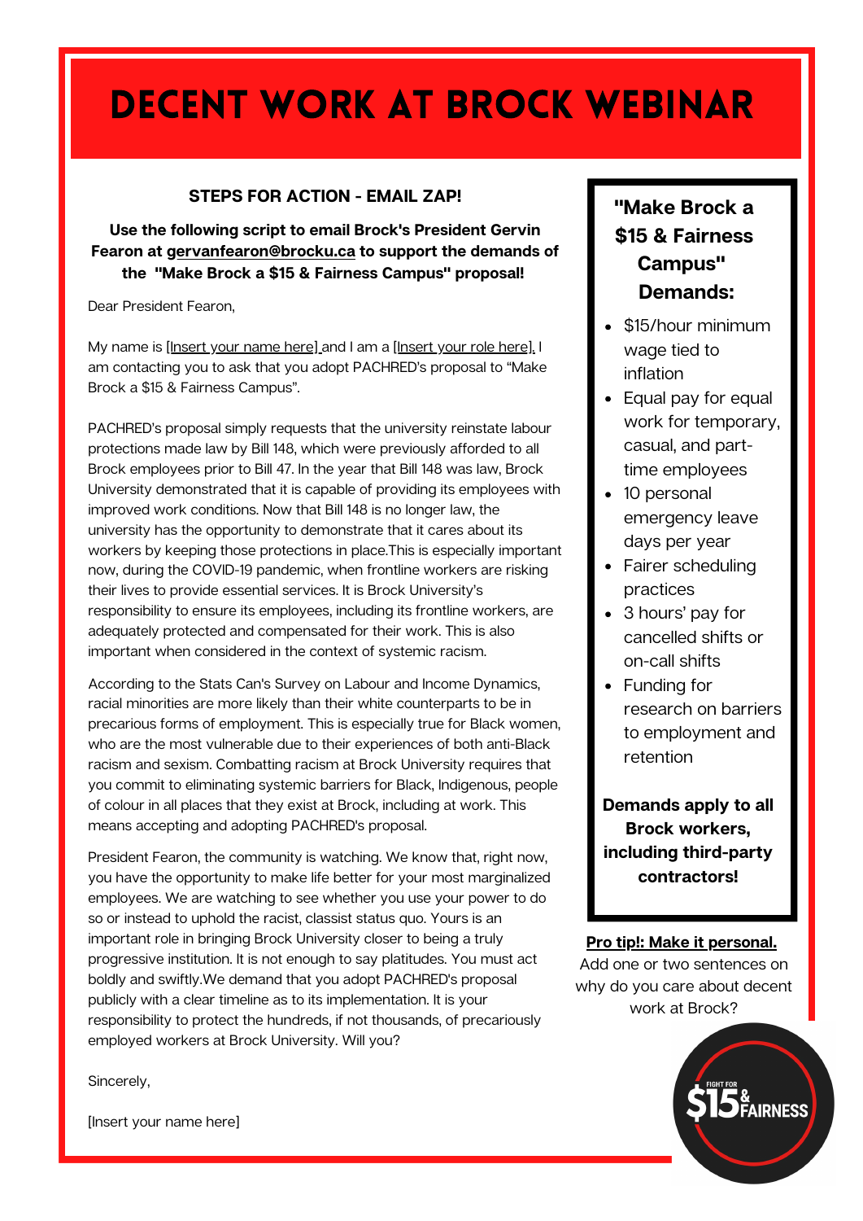# DECENT WORK AT BROCK WEBINAR

**STEPS FOR ACTION - EMAIL ZAP!**

**Use the following script to email Brock's President Gervin Fearon at gervanfearon@brocku.ca to support the demands of the "Make Brock a $15 & Fairness Campus" proposal!**

Dear President Fearon,

My name is [Insert your name here] and I am a [Insert your role here]. I am contacting you to ask that you adopt PACHRED's proposal to "Make Brock a $15 & Fairness Campus".

PACHRED's proposal simply requests that the university reinstate labour protections made law by Bill 148, which were previously afforded to all Brock employees prior to Bill 47. In the year that Bill 148 was law, Brock University demonstrated that it is capable of providing its employees with improved work conditions. Now that Bill 148 is no longer law, the university has the opportunity to demonstrate that it cares about its workers by keeping those protections in place.This is especially important now, during the COVID-19 pandemic, when frontline workers are risking their lives to provide essential services. It is Brock University's responsibility to ensure its employees, including its frontline workers, are adequately protected and compensated for their work. This is also important when considered in the context of systemic racism.

According to the Stats Can's Survey on Labour and Income Dynamics, racial minorities are more likely than their white counterparts to be in precarious forms of employment. This is especially true for Black women, who are the most vulnerable due to their experiences of both anti-Black racism and sexism. Combatting racism at Brock University requires that you commit to eliminating systemic barriers for Black, Indigenous, people of colour in all places that they exist at Brock, including at work. This means accepting and adopting PACHRED's proposal.

President Fearon, the community is watching. We know that, right now, you have the opportunity to make life better for your most marginalized employees. We are watching to see whether you use your power to do so or instead to uphold the racist, classist status quo. Yours is an important role in bringing Brock University closer to being a truly progressive institution. It is not enough to say platitudes. You must act boldly and swiftly.We demand that you adopt PACHRED's proposal publicly with a clear timeline as to its implementation. It is your responsibility to protect the hundreds, if not thousands, of precariously employed workers at Brock University. Will you?

Sincerely,

[Insert your name here]

## "Make Brock a $15 & Fairness Campus" Demands:

- $15/hour minimum wage tied to inflation
- Equal pay for equal work for temporary, casual, and part-time employees
- 10 personal emergency leave days per year
- Fairer scheduling practices
- 3 hours' pay for cancelled shifts or on-call shifts
- Funding for research on barriers to employment and retention

**Demands apply to all Brock workers, including third-party contractors!**

**Pro tip!: Make it personal.**
Add one or two sentences on why do you care about decent work at Brock?

FIGHT FOR $15 & FAIRNESS